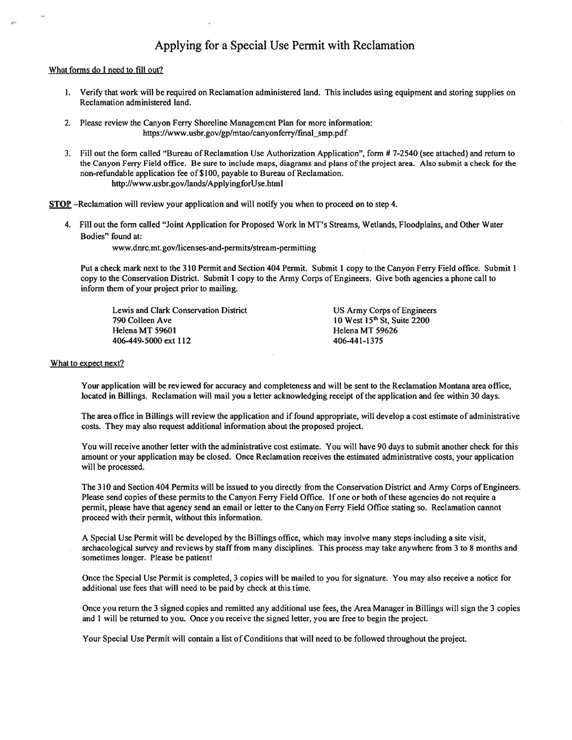# Applying for a Special Use Permit with Reclamation

## What forms do I need to fill out?

1. Verify that work will be required on Reclamation administered land. This includes using equipment and storing supplies on Reclamation administered land.

2. Please review the Canyon Ferry Shoreline Management Plan for more information:
   https://www.usbr.gov/gp/mtao/canyonferry/final_smp.pdf

3. Fill out the form called "Bureau of Reclamation Use Authorization Application", form # 7-2540 (see attached) and return to the Canyon Ferry Field office. Be sure to include maps, diagrams and plans of the project area. Also submit a check for the non-refundable application fee of $100, payable to Bureau of Reclamation.
   http://www.usbr.gov/lands/ApplyingforUse.html

**STOP** –Reclamation will review your application and will notify you when to proceed on to step 4.

4. Fill out the form called "Joint Application for Proposed Work in MT's Streams, Wetlands, Floodplains, and Other Water Bodies" found at:
   www.dnrc.mt.gov/licenses-and-permits/stream-permitting

   Put a check mark next to the 310 Permit and Section 404 Permit. Submit 1 copy to the Canyon Ferry Field office. Submit 1 copy to the Conservation District. Submit 1 copy to the Army Corps of Engineers. Give both agencies a phone call to inform them of your project prior to mailing.

   Lewis and Clark Conservation District
   790 Colleen Ave
   Helena MT 59601
   406-449-5000 ext 112

   US Army Corps of Engineers
   10 West 15th St, Suite 2200
   Helena MT 59626
   406-441-1375

## What to expect next?

Your application will be reviewed for accuracy and completeness and will be sent to the Reclamation Montana area office, located in Billings. Reclamation will mail you a letter acknowledging receipt of the application and fee within 30 days.

The area office in Billings will review the application and if found appropriate, will develop a cost estimate of administrative costs. They may also request additional information about the proposed project.

You will receive another letter with the administrative cost estimate. You will have 90 days to submit another check for this amount or your application may be closed. Once Reclamation receives the estimated administrative costs, your application will be processed.

The 310 and Section 404 Permits will be issued to you directly from the Conservation District and Army Corps of Engineers. Please send copies of these permits to the Canyon Ferry Field Office. If one or both of these agencies do not require a permit, please have that agency send an email or letter to the Canyon Ferry Field Office stating so. Reclamation cannot proceed with their permit, without this information.

A Special Use Permit will be developed by the Billings office, which may involve many steps including a site visit, archaeological survey and reviews by staff from many disciplines. This process may take anywhere from 3 to 8 months and sometimes longer. Please be patient!

Once the Special Use Permit is completed, 3 copies will be mailed to you for signature. You may also receive a notice for additional use fees that will need to be paid by check at this time.

Once you return the 3 signed copies and remitted any additional use fees, the Area Manager in Billings will sign the 3 copies and 1 will be returned to you. Once you receive the signed letter, you are free to begin the project.

Your Special Use Permit will contain a list of Conditions that will need to be followed throughout the project.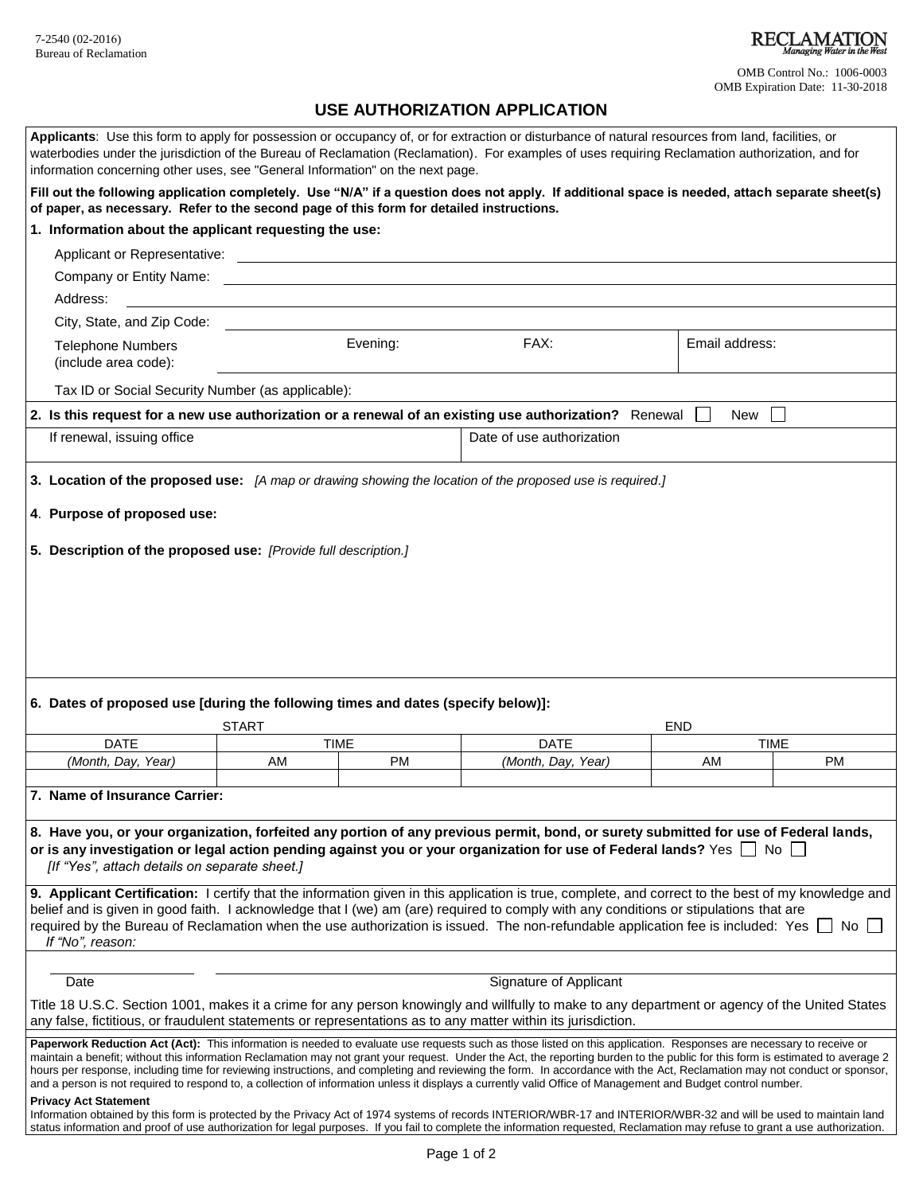7-2540 (02-2016)
Bureau of Reclamation

RECLAMATION
*Managing Water in the West*

OMB Control No.: 1006-0003
OMB Expiration Date: 11-30-2018

# USE AUTHORIZATION APPLICATION

**Applicants**: Use this form to apply for possession or occupancy of, or for extraction or disturbance of natural resources from land, facilities, or waterbodies under the jurisdiction of the Bureau of Reclamation (Reclamation). For examples of uses requiring Reclamation authorization, and for information concerning other uses, see "General Information" on the next page.

**Fill out the following application completely. Use "N/A" if a question does not apply. If additional space is needed, attach separate sheet(s) of paper, as necessary. Refer to the second page of this form for detailed instructions.**

**1. Information about the applicant requesting the use:**

Applicant or Representative: ______________________

Company or Entity Name: ______________________

Address: ______________________

City, State, and Zip Code: ______________________

| Telephone Numbers (include area code): | Evening: | FAX: | Email address: |
|---|---|---|---|
| | | | |

Tax ID or Social Security Number (as applicable):

**2. Is this request for a new use authorization or a renewal of an existing use authorization?** Renewal ☐ New ☐

| If renewal, issuing office | Date of use authorization |
|---|---|
| | |

**3. Location of the proposed use:** *[A map or drawing showing the location of the proposed use is required.]*

**4. Purpose of proposed use:**

**5. Description of the proposed use:** *[Provide full description.]*

**6. Dates of proposed use [during the following times and dates (specify below)]:**

| START | | | END | | |
|---|---|---|---|---|---|
| DATE | TIME | | DATE | TIME | |
| *(Month, Day, Year)* | AM | PM | *(Month, Day, Year)* | AM | PM |
| | | | | | |

**7. Name of Insurance Carrier:**

**8. Have you, or your organization, forfeited any portion of any previous permit, bond, or surety submitted for use of Federal lands, or is any investigation or legal action pending against you or your organization for use of Federal lands?** Yes ☐ No ☐
*[If "Yes", attach details on separate sheet.]*

**9. Applicant Certification:** I certify that the information given in this application is true, complete, and correct to the best of my knowledge and belief and is given in good faith. I acknowledge that I (we) am (are) required to comply with any conditions or stipulations that are required by the Bureau of Reclamation when the use authorization is issued. The non-refundable application fee is included: Yes ☐ No ☐
*If "No", reason:*

______________ ______________________________
Date Signature of Applicant

Title 18 U.S.C. Section 1001, makes it a crime for any person knowingly and willfully to make to any department or agency of the United States any false, fictitious, or fraudulent statements or representations as to any matter within its jurisdiction.

**Paperwork Reduction Act (Act):** This information is needed to evaluate use requests such as those listed on this application. Responses are necessary to receive or maintain a benefit; without this information Reclamation may not grant your request. Under the Act, the reporting burden to the public for this form is estimated to average 2 hours per response, including time for reviewing instructions, and completing and reviewing the form. In accordance with the Act, Reclamation may not conduct or sponsor, and a person is not required to respond to, a collection of information unless it displays a currently valid Office of Management and Budget control number.

**Privacy Act Statement**
Information obtained by this form is protected by the Privacy Act of 1974 systems of records INTERIOR/WBR-17 and INTERIOR/WBR-32 and will be used to maintain land status information and proof of use authorization for legal purposes. If you fail to complete the information requested, Reclamation may refuse to grant a use authorization.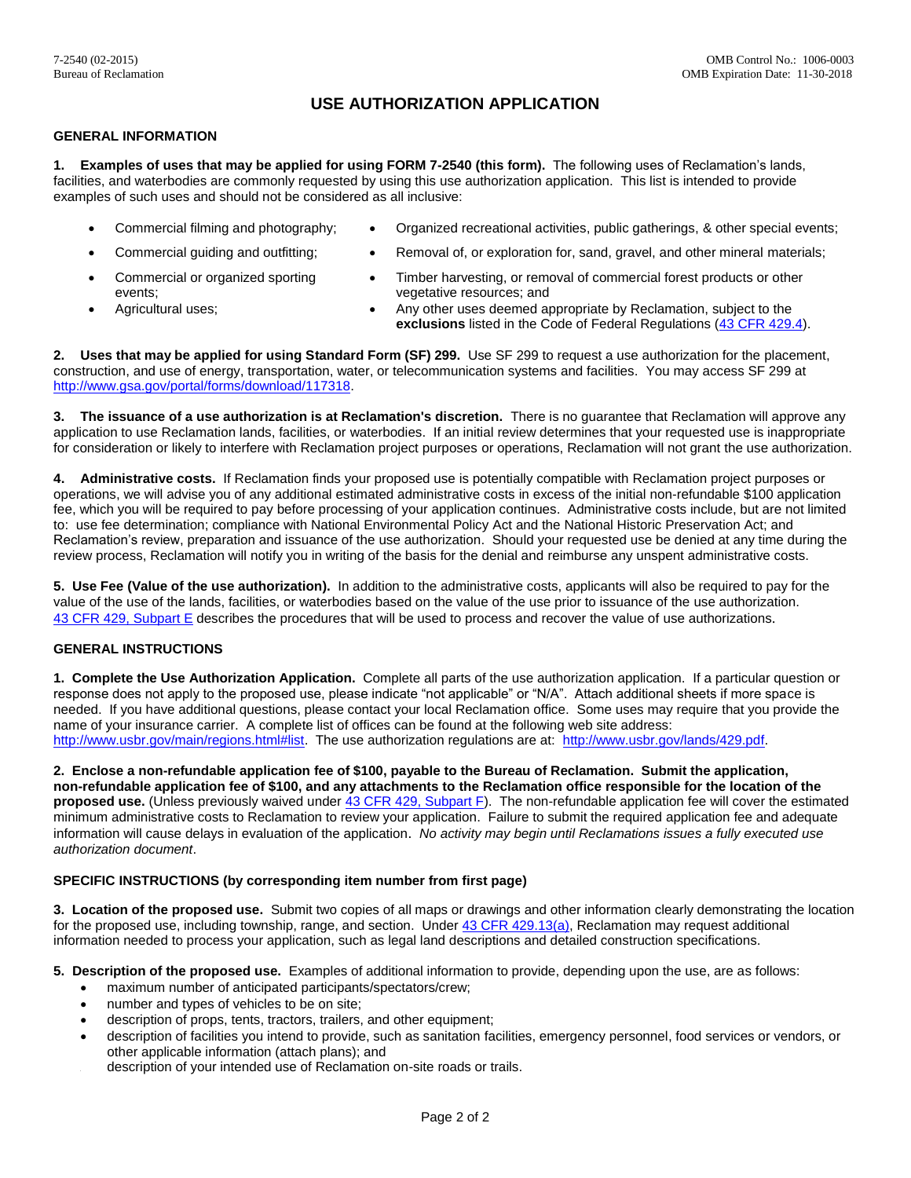7-2540 (02-2015)
Bureau of Reclamation

OMB Control No.: 1006-0003
OMB Expiration Date: 11-30-2018

# USE AUTHORIZATION APPLICATION

## GENERAL INFORMATION

**1. Examples of uses that may be applied for using FORM 7-2540 (this form).** The following uses of Reclamation's lands, facilities, and waterbodies are commonly requested by using this use authorization application. This list is intended to provide examples of such uses and should not be considered as all inclusive:

- Commercial filming and photography;
- Commercial guiding and outfitting;
- Commercial or organized sporting events;
- Agricultural uses;
- Organized recreational activities, public gatherings, & other special events;
- Removal of, or exploration for, sand, gravel, and other mineral materials;
- Timber harvesting, or removal of commercial forest products or other vegetative resources; and
- Any other uses deemed appropriate by Reclamation, subject to the **exclusions** listed in the Code of Federal Regulations (43 CFR 429.4).

**2. Uses that may be applied for using Standard Form (SF) 299.** Use SF 299 to request a use authorization for the placement, construction, and use of energy, transportation, water, or telecommunication systems and facilities. You may access SF 299 at http://www.gsa.gov/portal/forms/download/117318.

**3. The issuance of a use authorization is at Reclamation's discretion.** There is no guarantee that Reclamation will approve any application to use Reclamation lands, facilities, or waterbodies. If an initial review determines that your requested use is inappropriate for consideration or likely to interfere with Reclamation project purposes or operations, Reclamation will not grant the use authorization.

**4. Administrative costs.** If Reclamation finds your proposed use is potentially compatible with Reclamation project purposes or operations, we will advise you of any additional estimated administrative costs in excess of the initial non-refundable $100 application fee, which you will be required to pay before processing of your application continues. Administrative costs include, but are not limited to: use fee determination; compliance with National Environmental Policy Act and the National Historic Preservation Act; and Reclamation's review, preparation and issuance of the use authorization. Should your requested use be denied at any time during the review process, Reclamation will notify you in writing of the basis for the denial and reimburse any unspent administrative costs.

**5. Use Fee (Value of the use authorization).** In addition to the administrative costs, applicants will also be required to pay for the value of the use of the lands, facilities, or waterbodies based on the value of the use prior to issuance of the use authorization. 43 CFR 429, Subpart E describes the procedures that will be used to process and recover the value of use authorizations.

## GENERAL INSTRUCTIONS

**1. Complete the Use Authorization Application.** Complete all parts of the use authorization application. If a particular question or response does not apply to the proposed use, please indicate "not applicable" or "N/A". Attach additional sheets if more space is needed. If you have additional questions, please contact your local Reclamation office. Some uses may require that you provide the name of your insurance carrier. A complete list of offices can be found at the following web site address: http://www.usbr.gov/main/regions.html#list. The use authorization regulations are at: http://www.usbr.gov/lands/429.pdf.

**2. Enclose a non-refundable application fee of $100, payable to the Bureau of Reclamation. Submit the application, non-refundable application fee of $100, and any attachments to the Reclamation office responsible for the location of the proposed use.** (Unless previously waived under 43 CFR 429, Subpart F). The non-refundable application fee will cover the estimated minimum administrative costs to Reclamation to review your application. Failure to submit the required application fee and adequate information will cause delays in evaluation of the application. *No activity may begin until Reclamations issues a fully executed use authorization document*.

## SPECIFIC INSTRUCTIONS (by corresponding item number from first page)

**3. Location of the proposed use.** Submit two copies of all maps or drawings and other information clearly demonstrating the location for the proposed use, including township, range, and section. Under 43 CFR 429.13(a), Reclamation may request additional information needed to process your application, such as legal land descriptions and detailed construction specifications.

**5. Description of the proposed use.** Examples of additional information to provide, depending upon the use, are as follows:

- maximum number of anticipated participants/spectators/crew;
- number and types of vehicles to be on site;
- description of props, tents, tractors, trailers, and other equipment;
- description of facilities you intend to provide, such as sanitation facilities, emergency personnel, food services or vendors, or other applicable information (attach plans); and
- description of your intended use of Reclamation on-site roads or trails.